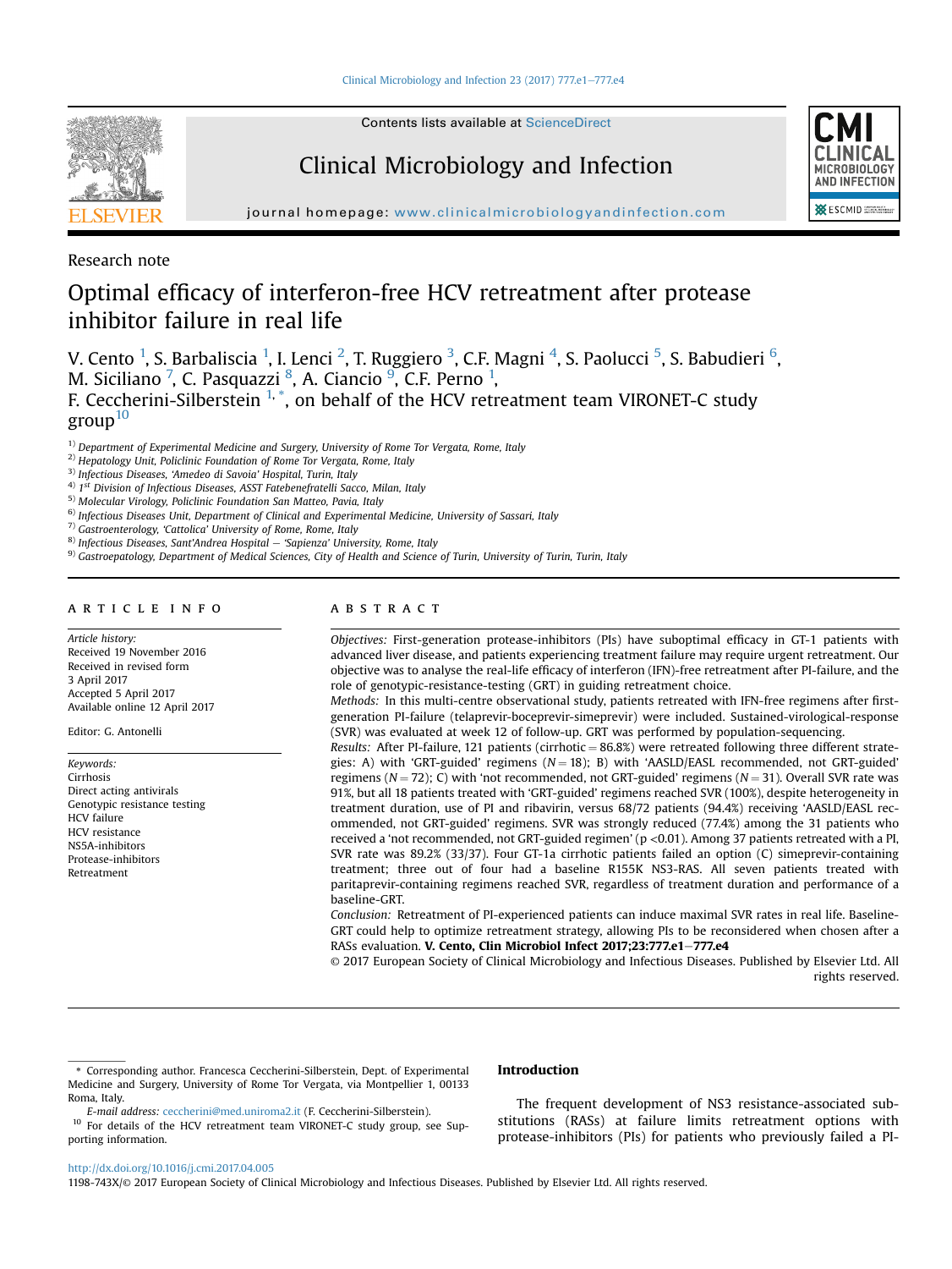Research note

# Optimal efficacy of interferon-free HCV retreatment after protease inhibitor failure in real life

V. Cento [1], S. Barbaliscia [1], I. Lenci [2], T. Ruggiero [3], C.F. Magni [4], S. Paolucci [5], S. Babudieri [6], M. Siciliano [7], C. Pasquazzi [8], A. Ciancio [9], C.F. Perno [1], F. Ceccherini-Silberstein [1,*], on behalf of the HCV retreatment team VIRONET-C study group[10]

[1] Department of Experimental Medicine and Surgery, University of Rome Tor Vergata, Rome, Italy
[2] Hepatology Unit, Policlinic Foundation of Rome Tor Vergata, Rome, Italy
[3] Infectious Diseases, 'Amedeo di Savoia' Hospital, Turin, Italy
[4] 1st Division of Infectious Diseases, ASST Fatebenefratelli Sacco, Milan, Italy
[5] Molecular Virology, Policlinic Foundation San Matteo, Pavia, Italy
[6] Infectious Diseases Unit, Department of Clinical and Experimental Medicine, University of Sassari, Italy
[7] Gastroenterology, 'Cattolica' University of Rome, Rome, Italy
[8] Infectious Diseases, Sant'Andrea Hospital – 'Sapienza' University, Rome, Italy
[9] Gastroepatology, Department of Medical Sciences, City of Health and Science of Turin, University of Turin, Turin, Italy

## ARTICLE INFO

*Article history:*
Received 19 November 2016
Received in revised form
3 April 2017
Accepted 5 April 2017
Available online 12 April 2017

Editor: G. Antonelli

*Keywords:*
Cirrhosis
Direct acting antivirals
Genotypic resistance testing
HCV failure
HCV resistance
NS5A-inhibitors
Protease-inhibitors
Retreatment

## ABSTRACT

*Objectives:* First-generation protease-inhibitors (PIs) have suboptimal efficacy in GT-1 patients with advanced liver disease, and patients experiencing treatment failure may require urgent retreatment. Our objective was to analyse the real-life efficacy of interferon (IFN)-free retreatment after PI-failure, and the role of genotypic-resistance-testing (GRT) in guiding retreatment choice.

*Methods:* In this multi-centre observational study, patients retreated with IFN-free regimens after first-generation PI-failure (telaprevir-boceprevir-simeprevir) were included. Sustained-virological-response (SVR) was evaluated at week 12 of follow-up. GRT was performed by population-sequencing.

*Results:* After PI-failure, 121 patients (cirrhotic = 86.8%) were retreated following three different strategies: A) with 'GRT-guided' regimens ($N = 18$); B) with 'AASLD/EASL recommended, not GRT-guided' regimens ($N = 72$); C) with 'not recommended, not GRT-guided' regimens ($N = 31$). Overall SVR rate was 91%, but all 18 patients treated with 'GRT-guided' regimens reached SVR (100%), despite heterogeneity in treatment duration, use of PI and ribavirin, versus 68/72 patients (94.4%) receiving 'AASLD/EASL recommended, not GRT-guided' regimens. SVR was strongly reduced (77.4%) among the 31 patients who received a 'not recommended, not GRT-guided regimen' ($p < 0.01$). Among 37 patients retreated with a PI, SVR rate was 89.2% (33/37). Four GT-1a cirrhotic patients failed an option (C) simeprevir-containing treatment; three out of four had a baseline R155K NS3-RAS. All seven patients treated with paritaprevir-containing regimens reached SVR, regardless of treatment duration and performance of a baseline-GRT.

*Conclusion:* Retreatment of PI-experienced patients can induce maximal SVR rates in real life. Baseline-GRT could help to optimize retreatment strategy, allowing PIs to be reconsidered when chosen after a RASs evaluation. **V. Cento, Clin Microbiol Infect 2017;23:777.e1–777.e4**

© 2017 European Society of Clinical Microbiology and Infectious Diseases. Published by Elsevier Ltd. All rights reserved.

## Introduction

The frequent development of NS3 resistance-associated substitutions (RASs) at failure limits retreatment options with protease-inhibitors (PIs) for patients who previously failed a PI-

---

\* Corresponding author. Francesca Ceccherini-Silberstein, Dept. of Experimental Medicine and Surgery, University of Rome Tor Vergata, via Montpellier 1, 00133 Roma, Italy.

*E-mail address:* ceccherini@med.uniroma2.it (F. Ceccherini-Silberstein).

[10] For details of the HCV retreatment team VIRONET-C study group, see Supporting information.

http://dx.doi.org/10.1016/j.cmi.2017.04.005
1198-743X/© 2017 European Society of Clinical Microbiology and Infectious Diseases. Published by Elsevier Ltd. All rights reserved.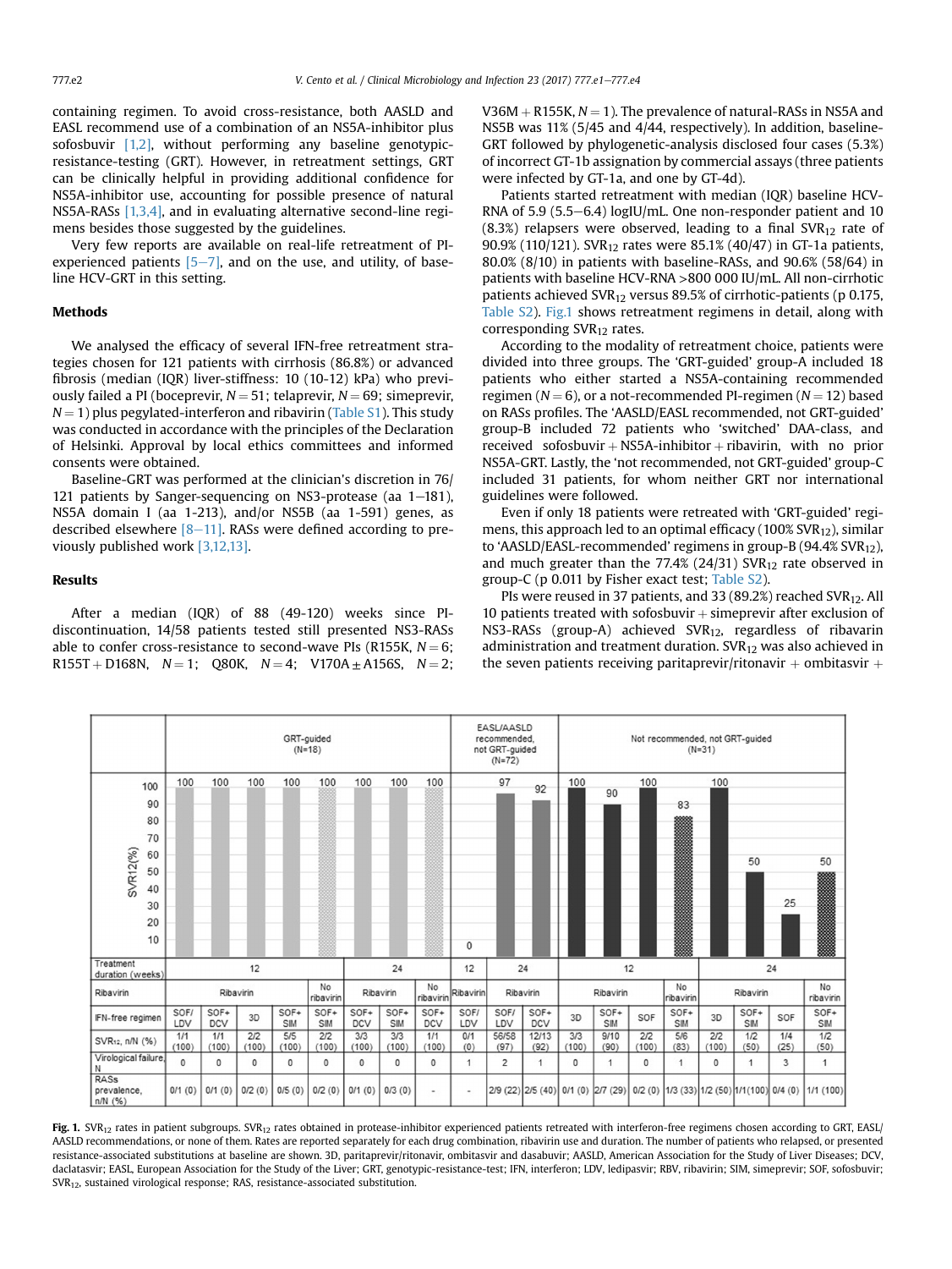containing regimen. To avoid cross-resistance, both AASLD and EASL recommend use of a combination of an NS5A-inhibitor plus sofosbuvir [1,2], without performing any baseline genotypic-resistance-testing (GRT). However, in retreatment settings, GRT can be clinically helpful in providing additional confidence for NS5A-inhibitor use, accounting for possible presence of natural NS5A-RASs [1,3,4], and in evaluating alternative second-line regimens besides those suggested by the guidelines.

Very few reports are available on real-life retreatment of PI-experienced patients [5–7], and on the use, and utility, of baseline HCV-GRT in this setting.

## Methods

We analysed the efficacy of several IFN-free retreatment strategies chosen for 121 patients with cirrhosis (86.8%) or advanced fibrosis (median (IQR) liver-stiffness: 10 (10-12) kPa) who previously failed a PI (boceprevir, $N = 51$; telaprevir, $N = 69$; simeprevir, $N = 1$) plus pegylated-interferon and ribavirin (Table S1). This study was conducted in accordance with the principles of the Declaration of Helsinki. Approval by local ethics committees and informed consents were obtained.

Baseline-GRT was performed at the clinician's discretion in 76/121 patients by Sanger-sequencing on NS3-protease (aa 1–181), NS5A domain I (aa 1-213), and/or NS5B (aa 1-591) genes, as described elsewhere [8–11]. RASs were defined according to previously published work [3,12,13].

## Results

After a median (IQR) of 88 (49-120) weeks since PI-discontinuation, 14/58 patients tested still presented NS3-RASs able to confer cross-resistance to second-wave PIs (R155K, $N = 6$; R155T + D168N, $N = 1$; Q80K, $N = 4$; V170A ± A156S, $N = 2$; V36M + R155K, $N = 1$). The prevalence of natural-RASs in NS5A and NS5B was 11% (5/45 and 4/44, respectively). In addition, baseline-GRT followed by phylogenetic-analysis disclosed four cases (5.3%) of incorrect GT-1b assignation by commercial assays (three patients were infected by GT-1a, and one by GT-4d).

Patients started retreatment with median (IQR) baseline HCV-RNA of 5.9 (5.5–6.4) logIU/mL. One non-responder patient and 10 (8.3%) relapsers were observed, leading to a final $SVR_{12}$ rate of 90.9% (110/121). $SVR_{12}$ rates were 85.1% (40/47) in GT-1a patients, 80.0% (8/10) in patients with baseline-RASs, and 90.6% (58/64) in patients with baseline HCV-RNA >800 000 IU/mL. All non-cirrhotic patients achieved $SVR_{12}$ versus 89.5% of cirrhotic-patients (p 0.175, Table S2). Fig. 1 shows retreatment regimens in detail, along with corresponding $SVR_{12}$ rates.

According to the modality of retreatment choice, patients were divided into three groups. The 'GRT-guided' group-A included 18 patients who either started a NS5A-containing recommended regimen ($N = 6$), or a not-recommended PI-regimen ($N = 12$) based on RASs profiles. The 'AASLD/EASL recommended, not GRT-guided' group-B included 72 patients who 'switched' DAA-class, and received sofosbuvir + NS5A-inhibitor + ribavirin, with no prior NS5A-GRT. Lastly, the 'not recommended, not GRT-guided' group-C included 31 patients, for whom neither GRT nor international guidelines were followed.

Even if only 18 patients were retreated with 'GRT-guided' regimens, this approach led to an optimal efficacy (100% $SVR_{12}$), similar to 'AASLD/EASL-recommended' regimens in group-B (94.4% $SVR_{12}$), and much greater than the 77.4% (24/31) $SVR_{12}$ rate observed in group-C (p 0.011 by Fisher exact test; Table S2).

PIs were reused in 37 patients, and 33 (89.2%) reached $SVR_{12}$. All 10 patients treated with sofosbuvir + simeprevir after exclusion of NS3-RASs (group-A) achieved $SVR_{12}$, regardless of ribavarin administration and treatment duration. $SVR_{12}$ was also achieved in the seven patients receiving paritaprevir/ritonavir + ombitasvir +

| | GRT-guided (N=18) | | | | | | | | EASL/AASLD recommended, not GRT-guided (N=72) | | | Not recommended, not GRT-guided (N=31) | | | | | | | |
|---|---|---|---|---|---|---|---|---|---|---|---|---|---|---|---|---|---|---|---|
| SVR12(%) | 100 | 100 | 100 | 100 | 100 | 100 | 100 | 100 | 0 | 97 | 92 | 100 | 90 | 100 | 83 | 100 | 50 | 25 | 50 |
| Treatment duration (weeks) | 12 | 12 | 12 | 12 | 12 | 24 | 24 | 24 | 12 | 24 | 24 | 12 | 12 | 12 | 12 | 24 | 24 | 24 | 24 |
| Ribavirin | Ribavirin | Ribavirin | Ribavirin | Ribavirin | No ribavirin | Ribavirin | Ribavirin | No ribavirin | Ribavirin | Ribavirin | Ribavirin | Ribavirin | Ribavirin | Ribavirin | No ribavirin | Ribavirin | Ribavirin | Ribavirin | No ribavirin |
| IFN-free regimen | SOF/LDV | SOF+DCV | 3D | SOF+SIM | SOF+SIM | SOF+DCV | SOF+SIM | SOF+DCV | SOF/LDV | SOF/LDV | SOF+DCV | 3D | SOF+SIM | SOF | SOF+SIM | 3D | SOF+SIM | SOF | SOF+SIM |
| $SVR_{12}$, n/N (%) | 1/1 (100) | 1/1 (100) | 2/2 (100) | 5/5 (100) | 2/2 (100) | 3/3 (100) | 3/3 (100) | 1/1 (100) | 0/1 (0) | 56/58 (97) | 12/13 (92) | 3/3 (100) | 9/10 (90) | 2/2 (100) | 5/6 (83) | 2/2 (100) | 1/2 (50) | 1/4 (25) | 1/2 (50) |
| Virological failure, N | 0 | 0 | 0 | 0 | 0 | 0 | 0 | 0 | 1 | 2 | 1 | 0 | 1 | 0 | 1 | 0 | 1 | 3 | 1 |
| RASs prevalence, n/N (%) | 0/1 (0) | 0/1 (0) | 0/2 (0) | 0/5 (0) | 0/2 (0) | 0/1 (0) | 0/3 (0) | - | - | 2/9 (22) | 2/5 (40) | 0/1 (0) | 2/7 (29) | 0/2 (0) | 1/3 (33) | 1/2 (50) | 1/1 (100) | 0/4 (0) | 1/1 (100) |

**Fig. 1.** $SVR_{12}$ rates in patient subgroups. $SVR_{12}$ rates obtained in protease-inhibitor experienced patients retreated with interferon-free regimens chosen according to GRT, EASL/AASLD recommendations, or none of them. Rates are reported separately for each drug combination, ribavirin use and duration. The number of patients who relapsed, or presented resistance-associated substitutions at baseline are shown. 3D, paritaprevir/ritonavir, ombitasvir and dasabuvir; AASLD, American Association for the Study of Liver Diseases; DCV, daclatasvir; EASL, European Association for the Study of the Liver; GRT, genotypic-resistance-test; IFN, interferon; LDV, ledipasvir; RBV, ribavirin; SIM, simeprevir; SOF, sofosbuvir; $SVR_{12}$, sustained virological response; RAS, resistance-associated substitution.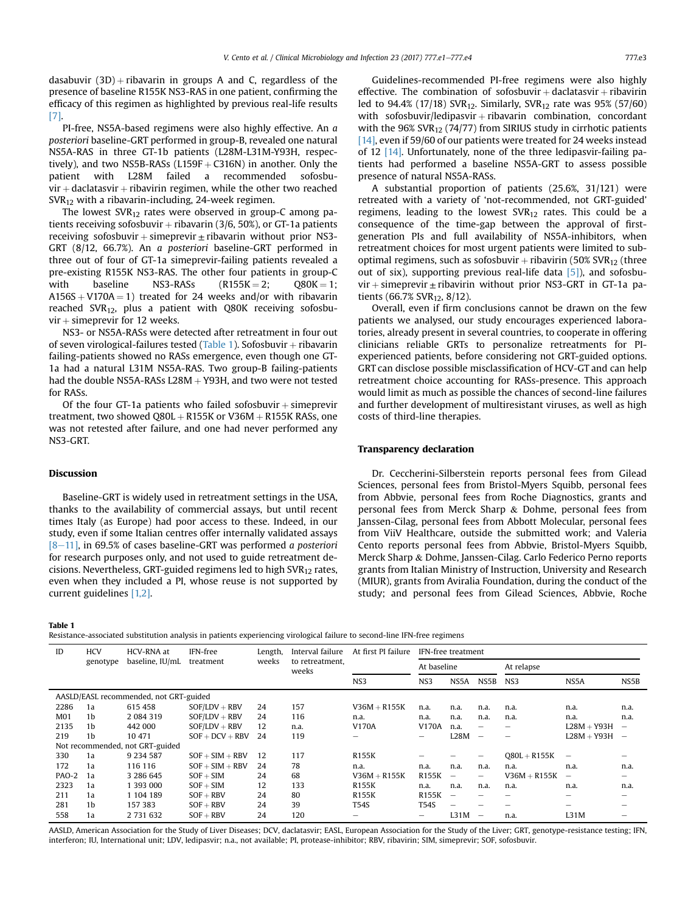dasabuvir (3D) + ribavarin in groups A and C, regardless of the presence of baseline R155K NS3-RAS in one patient, confirming the efficacy of this regimen as highlighted by previous real-life results [7].

PI-free, NS5A-based regimens were also highly effective. An *a posteriori* baseline-GRT performed in group-B, revealed one natural NS5A-RAS in three GT-1b patients (L28M-L31M-Y93H, respectively), and two NS5B-RASs (L159F + C316N) in another. Only the patient with L28M failed a recommended sofosbuvir + daclatasvir + ribavirin regimen, while the other two reached $SVR_{12}$ with a ribavirin-including, 24-week regimen.

The lowest $SVR_{12}$ rates were observed in group-C among patients receiving sofosbuvir + ribavarin (3/6, 50%), or GT-1a patients receiving sofosbuvir + simeprevir ± ribavarin without prior NS3-GRT (8/12, 66.7%). An *a posteriori* baseline-GRT performed in three out of four of GT-1a simeprevir-failing patients revealed a pre-existing R155K NS3-RAS. The other four patients in group-C with baseline NS3-RASs (R155K = 2; Q80K = 1; A156S + V170A = 1) treated for 24 weeks and/or with ribavarin reached $SVR_{12}$, plus a patient with Q80K receiving sofosbuvir + simeprevir for 12 weeks.

NS3- or NS5A-RASs were detected after retreatment in four out of seven virological-failures tested (Table 1). Sofosbuvir + ribavarin failing-patients showed no RASs emergence, even though one GT-1a had a natural L31M NS5A-RAS. Two group-B failing-patients had the double NS5A-RASs L28M + Y93H, and two were not tested for RASs.

Of the four GT-1a patients who failed sofosbuvir + simeprevir treatment, two showed Q80L + R155K or V36M + R155K RASs, one was not retested after failure, and one had never performed any NS3-GRT.

## Discussion

Baseline-GRT is widely used in retreatment settings in the USA, thanks to the availability of commercial assays, but until recent times Italy (as Europe) had poor access to these. Indeed, in our study, even if some Italian centres offer internally validated assays [8–11], in 69.5% of cases baseline-GRT was performed *a posteriori* for research purposes only, and not used to guide retreatment decisions. Nevertheless, GRT-guided regimens led to high $SVR_{12}$ rates, even when they included a PI, whose reuse is not supported by current guidelines [1,2].

Guidelines-recommended PI-free regimens were also highly effective. The combination of sofosbuvir + daclatasvir + ribavirin led to 94.4% (17/18) $SVR_{12}$. Similarly, $SVR_{12}$ rate was 95% (57/60) with sofosbuvir/ledipasvir + ribavirin combination, concordant with the 96% $SVR_{12}$ (74/77) from SIRIUS study in cirrhotic patients [14], even if 59/60 of our patients were treated for 24 weeks instead of 12 [14]. Unfortunately, none of the three ledipasvir-failing patients had performed a baseline NS5A-GRT to assess possible presence of natural NS5A-RASs.

A substantial proportion of patients (25.6%, 31/121) were retreated with a variety of 'not-recommended, not GRT-guided' regimens, leading to the lowest $SVR_{12}$ rates. This could be a consequence of the time-gap between the approval of first-generation PIs and full availability of NS5A-inhibitors, when retreatment choices for most urgent patients were limited to sub-optimal regimens, such as sofosbuvir + ribavirin (50% $SVR_{12}$ (three out of six), supporting previous real-life data [5]), and sofosbuvir + simeprevir ± ribavirin without prior NS3-GRT in GT-1a patients (66.7% $SVR_{12}$, 8/12).

Overall, even if firm conclusions cannot be drawn on the few patients we analysed, our study encourages experienced laboratories, already present in several countries, to cooperate in offering clinicians reliable GRTs to personalize retreatments for PI-experienced patients, before considering not GRT-guided options. GRT can disclose possible misclassification of HCV-GT and can help retreatment choice accounting for RASs-presence. This approach would limit as much as possible the chances of second-line failures and further development of multiresistant viruses, as well as high costs of third-line therapies.

## Transparency declaration

Dr. Ceccherini-Silberstein reports personal fees from Gilead Sciences, personal fees from Bristol-Myers Squibb, personal fees from Abbvie, personal fees from Roche Diagnostics, grants and personal fees from Merck Sharp & Dohme, personal fees from Janssen-Cilag, personal fees from Abbott Molecular, personal fees from ViiV Healthcare, outside the submitted work; and Valeria Cento reports personal fees from Abbvie, Bristol-Myers Squibb, Merck Sharp & Dohme, Janssen-Cilag. Carlo Federico Perno reports grants from Italian Ministry of Instruction, University and Research (MIUR), grants from Aviralia Foundation, during the conduct of the study; and personal fees from Gilead Sciences, Abbvie, Roche

**Table 1**

Resistance-associated substitution analysis in patients experiencing virological failure to second-line IFN-free regimens

| ID | HCV genotype | HCV-RNA at baseline, IU/mL | IFN-free treatment | Length, weeks | Interval failure to retreatment, weeks | At first PI failure | IFN-free treatment | | | | | |
|---|---|---|---|---|---|---|---|---|---|---|---|---|
| | | | | | | | At baseline | | | At relapse | | |
| | | | | | | NS3 | NS3 | NS5A | NS5B | NS3 | NS5A | NS5B |
| AASLD/EASL recommended, not GRT-guided | | | | | | | | | | | | |
| 2286 | 1a | 615 458 | SOF/LDV + RBV | 24 | 157 | V36M + R155K | n.a. | n.a. | n.a. | n.a. | n.a. | n.a. |
| M01 | 1b | 2 084 319 | SOF/LDV + RBV | 24 | 116 | n.a. | n.a. | n.a. | n.a. | n.a. | n.a. | n.a. |
| 2135 | 1b | 442 000 | SOF/LDV + RBV | 12 | n.a. | V170A | V170A | n.a. | – | – | L28M + Y93H | – |
| 219 | 1b | 10 471 | SOF + DCV + RBV | 24 | 119 | – | – | L28M | – | – | L28M + Y93H | – |
| Not recommended, not GRT-guided | | | | | | | | | | | | |
| 330 | 1a | 9 234 587 | SOF + SIM + RBV | 12 | 117 | R155K | – | – | – | Q80L + R155K | – | – |
| 172 | 1a | 116 116 | SOF + SIM + RBV | 24 | 78 | n.a. | n.a. | n.a. | n.a. | n.a. | n.a. | n.a. |
| PAO-2 | 1a | 3 286 645 | SOF + SIM | 24 | 68 | V36M + R155K | R155K | – | – | V36M + R155K | – | – |
| 2323 | 1a | 1 393 000 | SOF + SIM | 12 | 133 | R155K | n.a. | n.a. | n.a. | n.a. | n.a. | n.a. |
| 211 | 1a | 1 104 189 | SOF + RBV | 24 | 80 | R155K | R155K | – | – | – | – | – |
| 281 | 1b | 157 383 | SOF + RBV | 24 | 39 | T54S | T54S | – | – | – | – | – |
| 558 | 1a | 2 731 632 | SOF + RBV | 24 | 120 | – | – | L31M | – | n.a. | L31M | – |

AASLD, American Association for the Study of Liver Diseases; DCV, daclatasvir; EASL, European Association for the Study of the Liver; GRT, genotype-resistance testing; IFN, interferon; IU, International unit; LDV, ledipasvir; n.a., not available; PI, protease-inhibitor; RBV, ribavirin; SIM, simeprevir; SOF, sofosbuvir.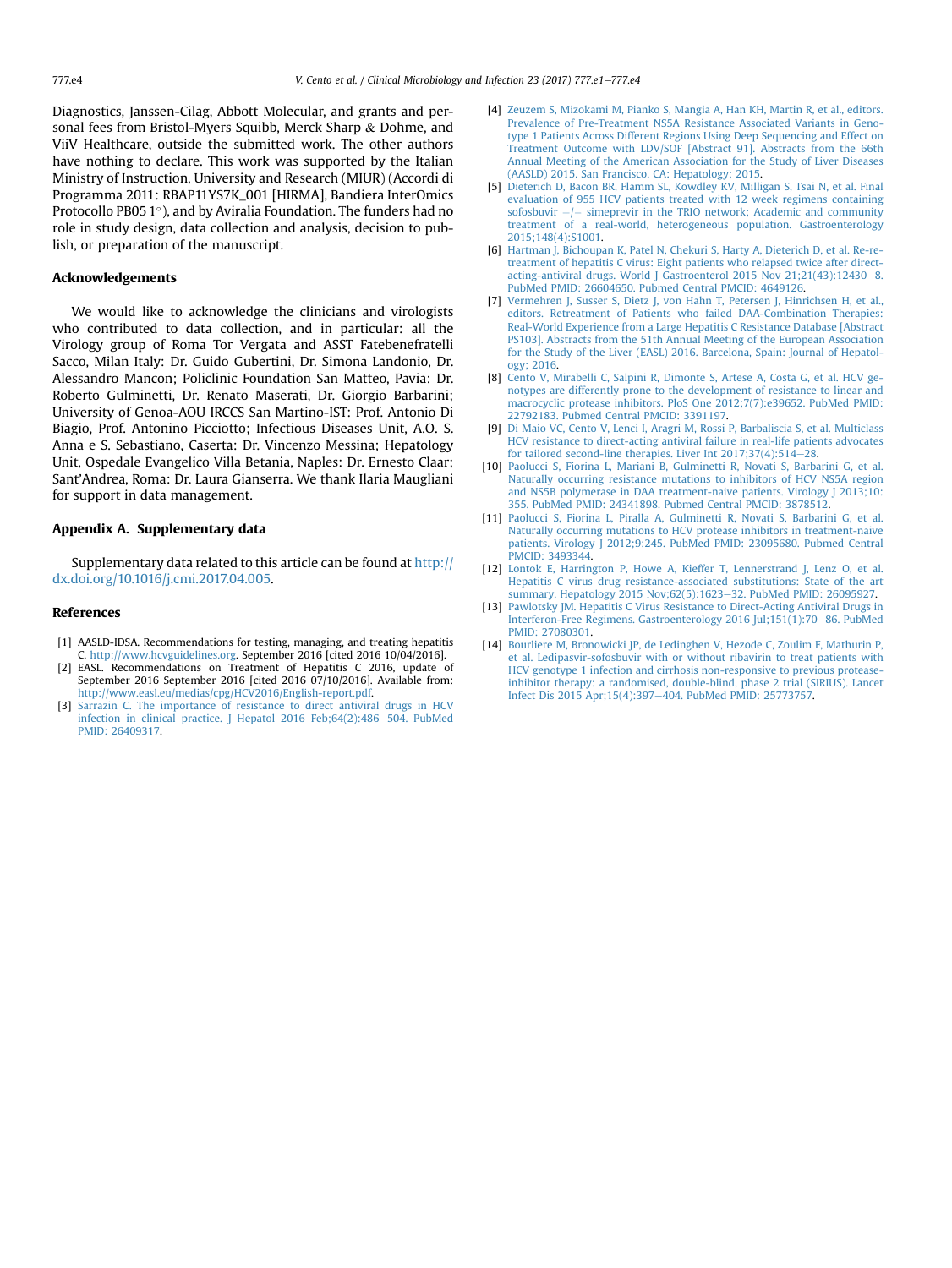Diagnostics, Janssen-Cilag, Abbott Molecular, and grants and personal fees from Bristol-Myers Squibb, Merck Sharp & Dohme, and ViiV Healthcare, outside the submitted work. The other authors have nothing to declare. This work was supported by the Italian Ministry of Instruction, University and Research (MIUR) (Accordi di Programma 2011: RBAP11YS7K_001 [HIRMA], Bandiera InterOmics Protocollo PB05 1°), and by Aviralia Foundation. The funders had no role in study design, data collection and analysis, decision to publish, or preparation of the manuscript.

## Acknowledgements

We would like to acknowledge the clinicians and virologists who contributed to data collection, and in particular: all the Virology group of Roma Tor Vergata and ASST Fatebenefratelli Sacco, Milan Italy: Dr. Guido Gubertini, Dr. Simona Landonio, Dr. Alessandro Mancon; Policlinic Foundation San Matteo, Pavia: Dr. Roberto Gulminetti, Dr. Renato Maserati, Dr. Giorgio Barbarini; University of Genoa-AOU IRCCS San Martino-IST: Prof. Antonio Di Biagio, Prof. Antonino Picciotto; Infectious Diseases Unit, A.O. S. Anna e S. Sebastiano, Caserta: Dr. Vincenzo Messina; Hepatology Unit, Ospedale Evangelico Villa Betania, Naples: Dr. Ernesto Claar; Sant'Andrea, Roma: Dr. Laura Gianserra. We thank Ilaria Maugliani for support in data management.

## Appendix A. Supplementary data

Supplementary data related to this article can be found at http://dx.doi.org/10.1016/j.cmi.2017.04.005.

## References

[1] AASLD-IDSA. Recommendations for testing, managing, and treating hepatitis C. http://www.hcvguidelines.org. September 2016 [cited 2016 10/04/2016].

[2] EASL. Recommendations on Treatment of Hepatitis C 2016, update of September 2016 September 2016 [cited 2016 07/10/2016]. Available from: http://www.easl.eu/medias/cpg/HCV2016/English-report.pdf.

[3] Sarrazin C. The importance of resistance to direct antiviral drugs in HCV infection in clinical practice. J Hepatol 2016 Feb;64(2):486–504. PubMed PMID: 26409317.

[4] Zeuzem S, Mizokami M, Pianko S, Mangia A, Han KH, Martin R, et al., editors. Prevalence of Pre-Treatment NS5A Resistance Associated Variants in Genotype 1 Patients Across Different Regions Using Deep Sequencing and Effect on Treatment Outcome with LDV/SOF [Abstract 91]. Abstracts from the 66th Annual Meeting of the American Association for the Study of Liver Diseases (AASLD) 2015. San Francisco, CA: Hepatology; 2015.

[5] Dieterich D, Bacon BR, Flamm SL, Kowdley KV, Milligan S, Tsai N, et al. Final evaluation of 955 HCV patients treated with 12 week regimens containing sofosbuvir +/− simeprevir in the TRIO network; Academic and community treatment of a real-world, heterogeneous population. Gastroenterology 2015;148(4):S1001.

[6] Hartman J, Bichoupan K, Patel N, Chekuri S, Harty A, Dieterich D, et al. Re-retreatment of hepatitis C virus: Eight patients who relapsed twice after direct-acting-antiviral drugs. World J Gastroenterol 2015 Nov 21;21(43):12430–8. PubMed PMID: 26604650. Pubmed Central PMCID: 4649126.

[7] Vermehren J, Susser S, Dietz J, von Hahn T, Petersen J, Hinrichsen H, et al., editors. Retreatment of Patients who failed DAA-Combination Therapies: Real-World Experience from a Large Hepatitis C Resistance Database [Abstract PS103]. Abstracts from the 51th Annual Meeting of the European Association for the Study of the Liver (EASL) 2016. Barcelona, Spain: Journal of Hepatology; 2016.

[8] Cento V, Mirabelli C, Salpini R, Dimonte S, Artese A, Costa G, et al. HCV genotypes are differently prone to the development of resistance to linear and macrocyclic protease inhibitors. PloS One 2012;7(7):e39652. PubMed PMID: 22792183. Pubmed Central PMCID: 3391197.

[9] Di Maio VC, Cento V, Lenci I, Aragri M, Rossi P, Barbaliscia S, et al. Multiclass HCV resistance to direct-acting antiviral failure in real-life patients advocates for tailored second-line therapies. Liver Int 2017;37(4):514–28.

[10] Paolucci S, Fiorina L, Mariani B, Gulminetti R, Novati S, Barbarini G, et al. Naturally occurring resistance mutations to inhibitors of HCV NS5A region and NS5B polymerase in DAA treatment-naive patients. Virology J 2013;10: 355. PubMed PMID: 24341898. Pubmed Central PMCID: 3878512.

[11] Paolucci S, Fiorina L, Piralla A, Gulminetti R, Novati S, Barbarini G, et al. Naturally occurring mutations to HCV protease inhibitors in treatment-naive patients. Virology J 2012;9:245. PubMed PMID: 23095680. Pubmed Central PMCID: 3493344.

[12] Lontok E, Harrington P, Howe A, Kieffer T, Lennerstrand J, Lenz O, et al. Hepatitis C virus drug resistance-associated substitutions: State of the art summary. Hepatology 2015 Nov;62(5):1623–32. PubMed PMID: 26095927.

[13] Pawlotsky JM. Hepatitis C Virus Resistance to Direct-Acting Antiviral Drugs in Interferon-Free Regimens. Gastroenterology 2016 Jul;151(1):70–86. PubMed PMID: 27080301.

[14] Bourliere M, Bronowicki JP, de Ledinghen V, Hezode C, Zoulim F, Mathurin P, et al. Ledipasvir-sofosbuvir with or without ribavirin to treat patients with HCV genotype 1 infection and cirrhosis non-responsive to previous protease-inhibitor therapy: a randomised, double-blind, phase 2 trial (SIRIUS). Lancet Infect Dis 2015 Apr;15(4):397–404. PubMed PMID: 25773757.